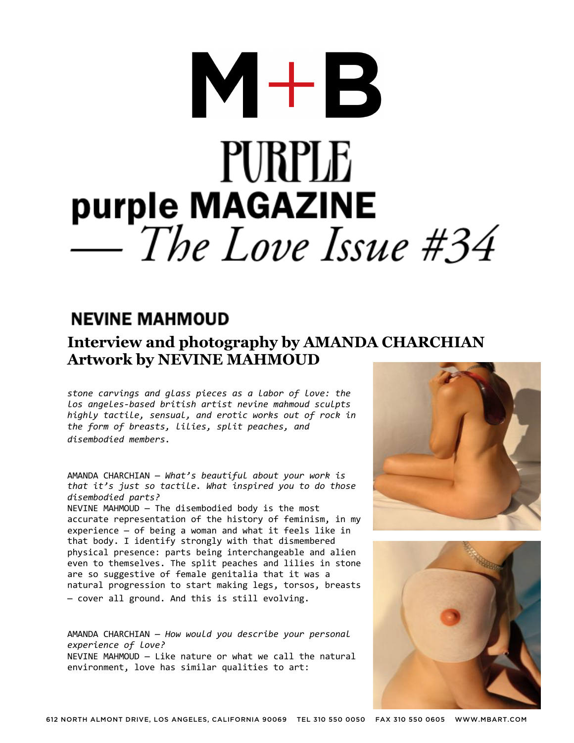# M+B

# PURPLE

## purple MAGAZINE — *The Love Issue #34*

## NEVINE MAHMOUD

### Interview and photography by AMANDA CHARCHIAN
### Artwork by NEVINE MAHMOUD

*stone carvings and glass pieces as a labor of love: the los angeles-based british artist nevine mahmoud sculpts highly tactile, sensual, and erotic works out of rock in the form of breasts, lilies, split peaches, and disembodied members.*

AMANDA CHARCHIAN — *What's beautiful about your work is that it's just so tactile. What inspired you to do those disembodied parts?*
NEVINE MAHMOUD — The disembodied body is the most accurate representation of the history of feminism, in my experience — of being a woman and what it feels like in that body. I identify strongly with that dismembered physical presence: parts being interchangeable and alien even to themselves. The split peaches and lilies in stone are so suggestive of female genitalia that it was a natural progression to start making legs, torsos, breasts — cover all ground. And this is still evolving.

AMANDA CHARCHIAN — *How would you describe your personal experience of love?*
NEVINE MAHMOUD — Like nature or what we call the natural environment, love has similar qualities to art: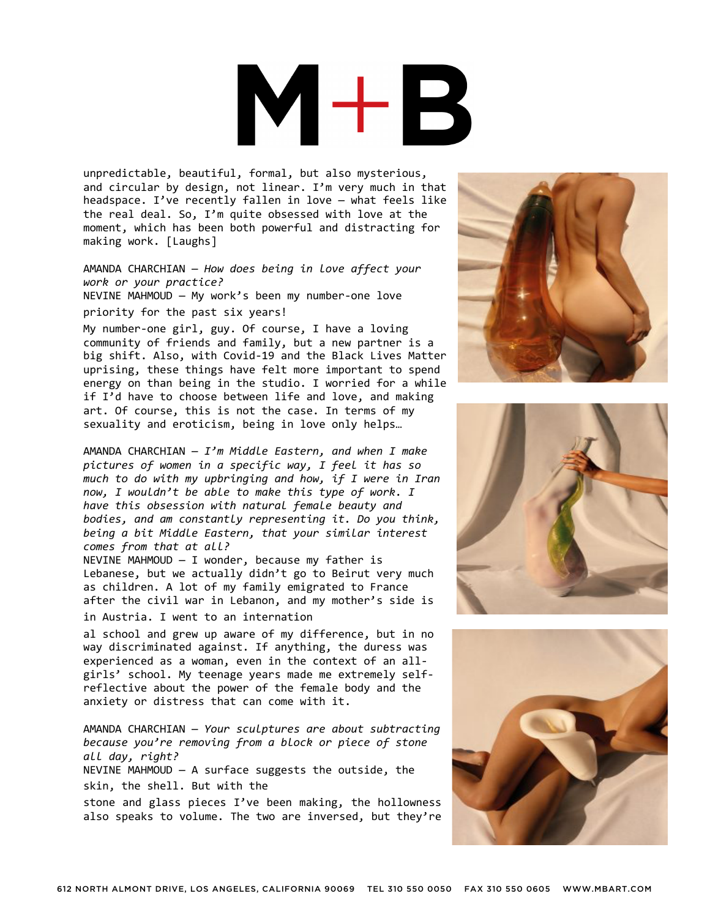unpredictable, beautiful, formal, but also mysterious, and circular by design, not linear. I'm very much in that headspace. I've recently fallen in love – what feels like the real deal. So, I'm quite obsessed with love at the moment, which has been both powerful and distracting for making work. [Laughs]

AMANDA CHARCHIAN – *How does being in love affect your work or your practice?*

NEVINE MAHMOUD – My work's been my number-one love priority for the past six years!

My number-one girl, guy. Of course, I have a loving community of friends and family, but a new partner is a big shift. Also, with Covid-19 and the Black Lives Matter uprising, these things have felt more important to spend energy on than being in the studio. I worried for a while if I'd have to choose between life and love, and making art. Of course, this is not the case. In terms of my sexuality and eroticism, being in love only helps…

AMANDA CHARCHIAN – *I'm Middle Eastern, and when I make pictures of women in a specific way, I feel it has so much to do with my upbringing and how, if I were in Iran now, I wouldn't be able to make this type of work. I have this obsession with natural female beauty and bodies, and am constantly representing it. Do you think, being a bit Middle Eastern, that your similar interest comes from that at all?*

NEVINE MAHMOUD – I wonder, because my father is Lebanese, but we actually didn't go to Beirut very much as children. A lot of my family emigrated to France after the civil war in Lebanon, and my mother's side is in Austria. I went to an international school and grew up aware of my difference, but in no way discriminated against. If anything, the duress was experienced as a woman, even in the context of an all-girls' school. My teenage years made me extremely self-reflective about the power of the female body and the anxiety or distress that can come with it.

AMANDA CHARCHIAN – *Your sculptures are about subtracting because you're removing from a block or piece of stone all day, right?*

NEVINE MAHMOUD – A surface suggests the outside, the skin, the shell. But with the stone and glass pieces I've been making, the hollowness also speaks to volume. The two are inversed, but they're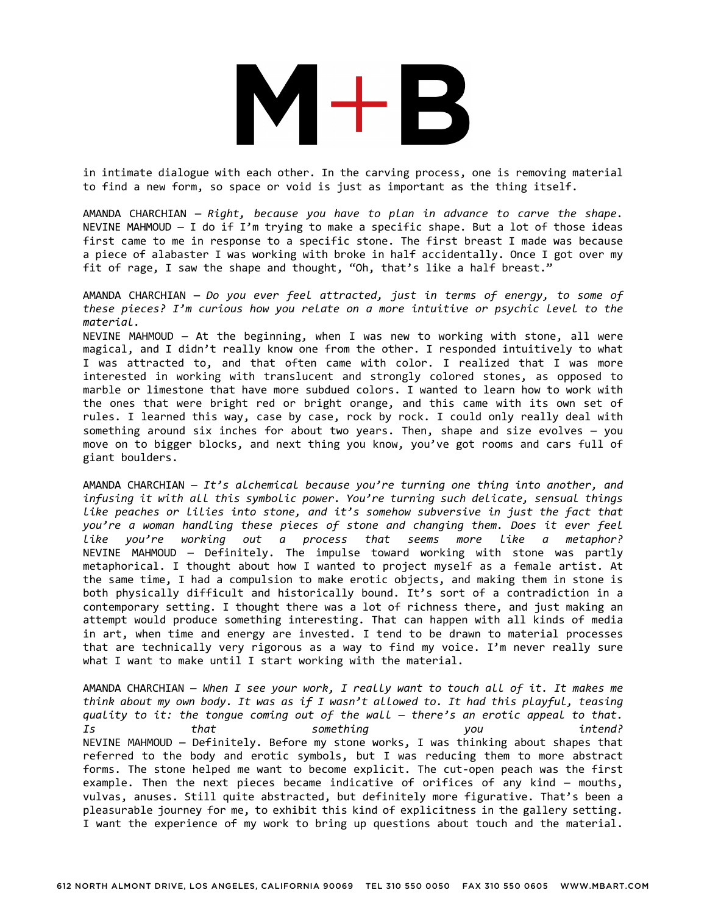in intimate dialogue with each other. In the carving process, one is removing material to find a new form, so space or void is just as important as the thing itself.

AMANDA CHARCHIAN — *Right, because you have to plan in advance to carve the shape.*
NEVINE MAHMOUD — I do if I'm trying to make a specific shape. But a lot of those ideas first came to me in response to a specific stone. The first breast I made was because a piece of alabaster I was working with broke in half accidentally. Once I got over my fit of rage, I saw the shape and thought, "Oh, that's like a half breast."

AMANDA CHARCHIAN — *Do you ever feel attracted, just in terms of energy, to some of these pieces? I'm curious how you relate on a more intuitive or psychic level to the material.*
NEVINE MAHMOUD — At the beginning, when I was new to working with stone, all were magical, and I didn't really know one from the other. I responded intuitively to what I was attracted to, and that often came with color. I realized that I was more interested in working with translucent and strongly colored stones, as opposed to marble or limestone that have more subdued colors. I wanted to learn how to work with the ones that were bright red or bright orange, and this came with its own set of rules. I learned this way, case by case, rock by rock. I could only really deal with something around six inches for about two years. Then, shape and size evolves — you move on to bigger blocks, and next thing you know, you've got rooms and cars full of giant boulders.

AMANDA CHARCHIAN — *It's alchemical because you're turning one thing into another, and infusing it with all this symbolic power. You're turning such delicate, sensual things like peaches or lilies into stone, and it's somehow subversive in just the fact that you're a woman handling these pieces of stone and changing them. Does it ever feel like you're working out a process that seems more like a metaphor?*
NEVINE MAHMOUD — Definitely. The impulse toward working with stone was partly metaphorical. I thought about how I wanted to project myself as a female artist. At the same time, I had a compulsion to make erotic objects, and making them in stone is both physically difficult and historically bound. It's sort of a contradiction in a contemporary setting. I thought there was a lot of richness there, and just making an attempt would produce something interesting. That can happen with all kinds of media in art, when time and energy are invested. I tend to be drawn to material processes that are technically very rigorous as a way to find my voice. I'm never really sure what I want to make until I start working with the material.

AMANDA CHARCHIAN — *When I see your work, I really want to touch all of it. It makes me think about my own body. It was as if I wasn't allowed to. It had this playful, teasing quality to it: the tongue coming out of the wall — there's an erotic appeal to that. Is that something you intend?*
NEVINE MAHMOUD — Definitely. Before my stone works, I was thinking about shapes that referred to the body and erotic symbols, but I was reducing them to more abstract forms. The stone helped me want to become explicit. The cut-open peach was the first example. Then the next pieces became indicative of orifices of any kind — mouths, vulvas, anuses. Still quite abstracted, but definitely more figurative. That's been a pleasurable journey for me, to exhibit this kind of explicitness in the gallery setting. I want the experience of my work to bring up questions about touch and the material.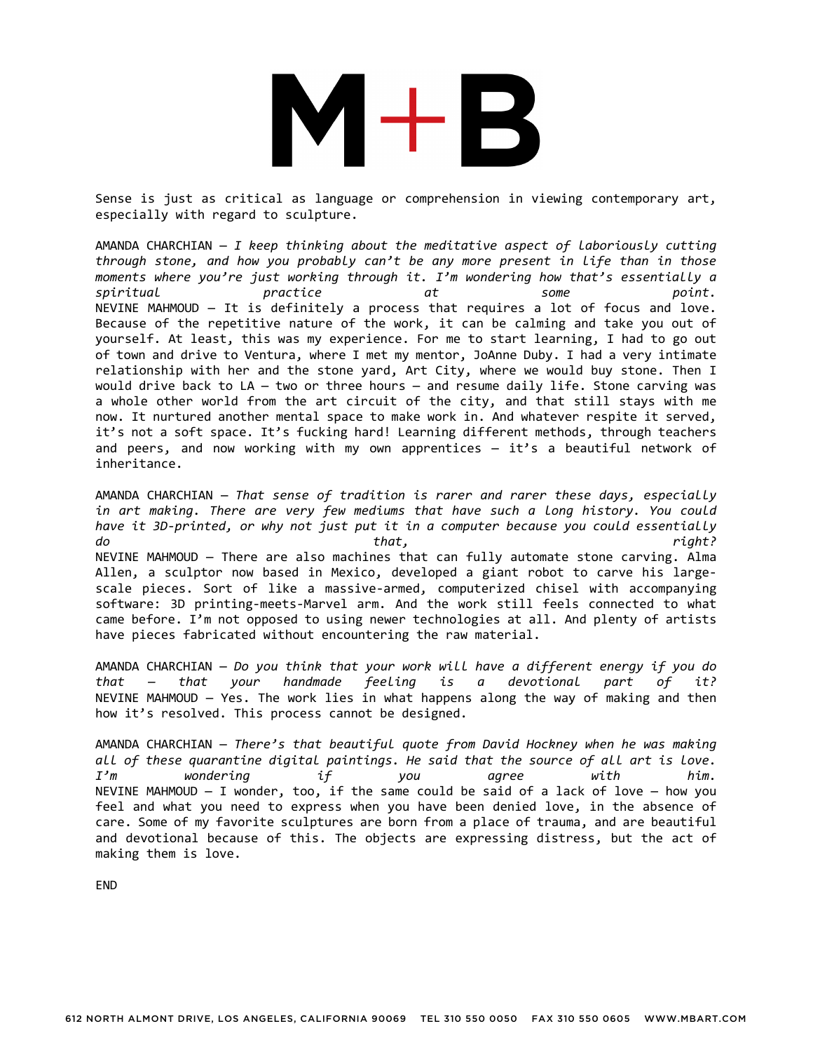Sense is just as critical as language or comprehension in viewing contemporary art, especially with regard to sculpture.

AMANDA CHARCHIAN — *I keep thinking about the meditative aspect of laboriously cutting through stone, and how you probably can't be any more present in life than in those moments where you're just working through it. I'm wondering how that's essentially a spiritual practice at some point.*
NEVINE MAHMOUD — It is definitely a process that requires a lot of focus and love. Because of the repetitive nature of the work, it can be calming and take you out of yourself. At least, this was my experience. For me to start learning, I had to go out of town and drive to Ventura, where I met my mentor, JoAnne Duby. I had a very intimate relationship with her and the stone yard, Art City, where we would buy stone. Then I would drive back to LA — two or three hours — and resume daily life. Stone carving was a whole other world from the art circuit of the city, and that still stays with me now. It nurtured another mental space to make work in. And whatever respite it served, it's not a soft space. It's fucking hard! Learning different methods, through teachers and peers, and now working with my own apprentices — it's a beautiful network of inheritance.

AMANDA CHARCHIAN — *That sense of tradition is rarer and rarer these days, especially in art making. There are very few mediums that have such a long history. You could have it 3D-printed, or why not just put it in a computer because you could essentially do that, right?*
NEVINE MAHMOUD — There are also machines that can fully automate stone carving. Alma Allen, a sculptor now based in Mexico, developed a giant robot to carve his large-scale pieces. Sort of like a massive-armed, computerized chisel with accompanying software: 3D printing-meets-Marvel arm. And the work still feels connected to what came before. I'm not opposed to using newer technologies at all. And plenty of artists have pieces fabricated without encountering the raw material.

AMANDA CHARCHIAN — *Do you think that your work will have a different energy if you do that — that your handmade feeling is a devotional part of it?*
NEVINE MAHMOUD — Yes. The work lies in what happens along the way of making and then how it's resolved. This process cannot be designed.

AMANDA CHARCHIAN — *There's that beautiful quote from David Hockney when he was making all of these quarantine digital paintings. He said that the source of all art is love. I'm wondering if you agree with him.*
NEVINE MAHMOUD — I wonder, too, if the same could be said of a lack of love — how you feel and what you need to express when you have been denied love, in the absence of care. Some of my favorite sculptures are born from a place of trauma, and are beautiful and devotional because of this. The objects are expressing distress, but the act of making them is love.

END